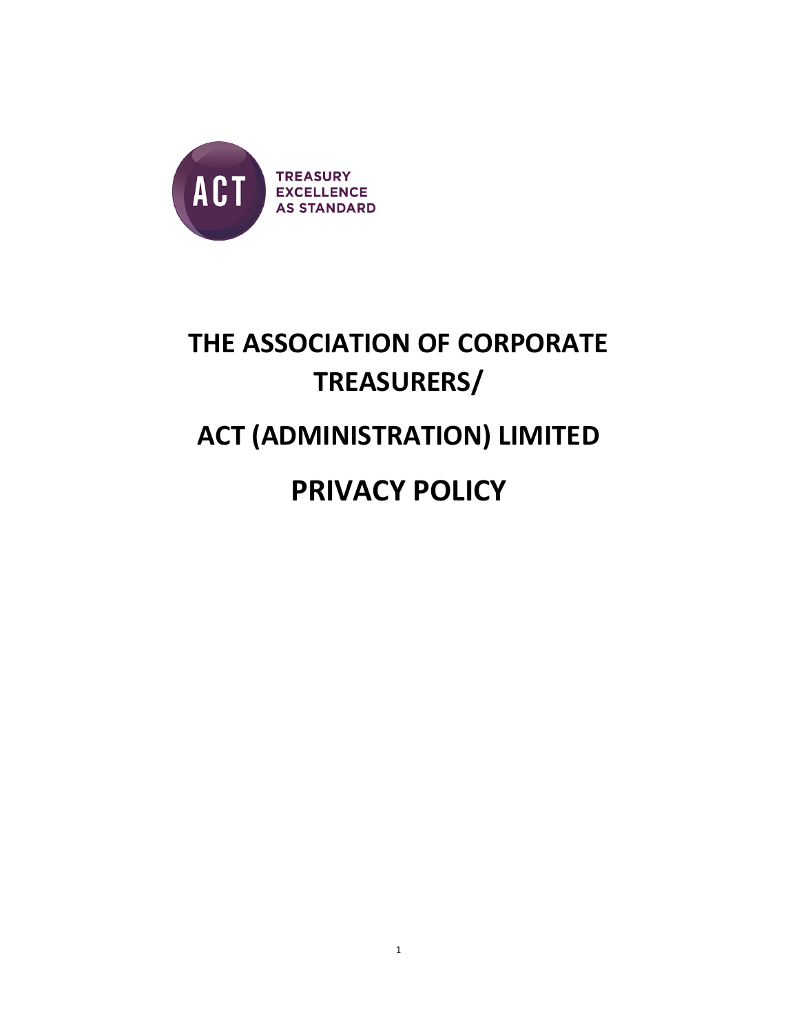ACT

TREASURY EXCELLENCE AS STANDARD

# THE ASSOCIATION OF CORPORATE TREASURERS/

# ACT (ADMINISTRATION) LIMITED

# PRIVACY POLICY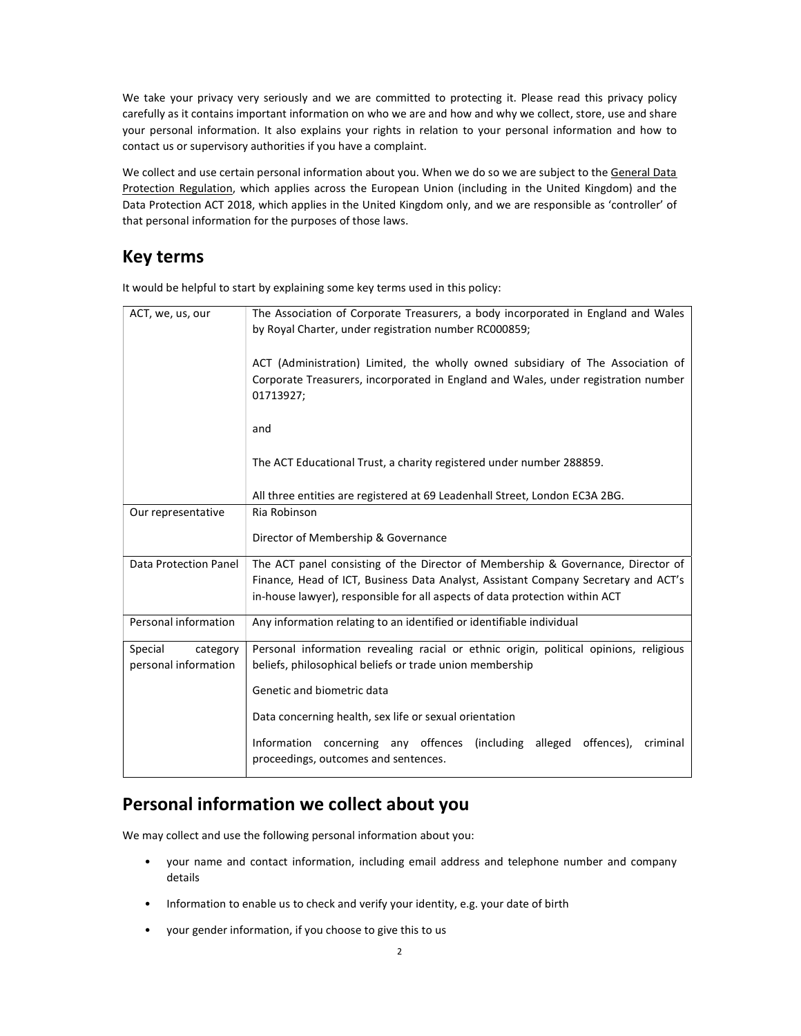We take your privacy very seriously and we are committed to protecting it. Please read this privacy policy carefully as it contains important information on who we are and how and why we collect, store, use and share your personal information. It also explains your rights in relation to your personal information and how to contact us or supervisory authorities if you have a complaint.

We collect and use certain personal information about you. When we do so we are subject to the General Data Protection Regulation, which applies across the European Union (including in the United Kingdom) and the Data Protection ACT 2018, which applies in the United Kingdom only, and we are responsible as 'controller' of that personal information for the purposes of those laws.

## Key terms

It would be helpful to start by explaining some key terms used in this policy:

| | |
|---|---|
| ACT, we, us, our | The Association of Corporate Treasurers, a body incorporated in England and Wales by Royal Charter, under registration number RC000859;<br><br>ACT (Administration) Limited, the wholly owned subsidiary of The Association of Corporate Treasurers, incorporated in England and Wales, under registration number 01713927;<br><br>and<br><br>The ACT Educational Trust, a charity registered under number 288859.<br><br>All three entities are registered at 69 Leadenhall Street, London EC3A 2BG. |
| Our representative | Ria Robinson<br><br>Director of Membership & Governance |
| Data Protection Panel | The ACT panel consisting of the Director of Membership & Governance, Director of Finance, Head of ICT, Business Data Analyst, Assistant Company Secretary and ACT's in-house lawyer), responsible for all aspects of data protection within ACT |
| Personal information | Any information relating to an identified or identifiable individual |
| Special category personal information | Personal information revealing racial or ethnic origin, political opinions, religious beliefs, philosophical beliefs or trade union membership<br><br>Genetic and biometric data<br><br>Data concerning health, sex life or sexual orientation<br><br>Information concerning any offences (including alleged offences), criminal proceedings, outcomes and sentences. |

## Personal information we collect about you

We may collect and use the following personal information about you:

- your name and contact information, including email address and telephone number and company details
- Information to enable us to check and verify your identity, e.g. your date of birth
- your gender information, if you choose to give this to us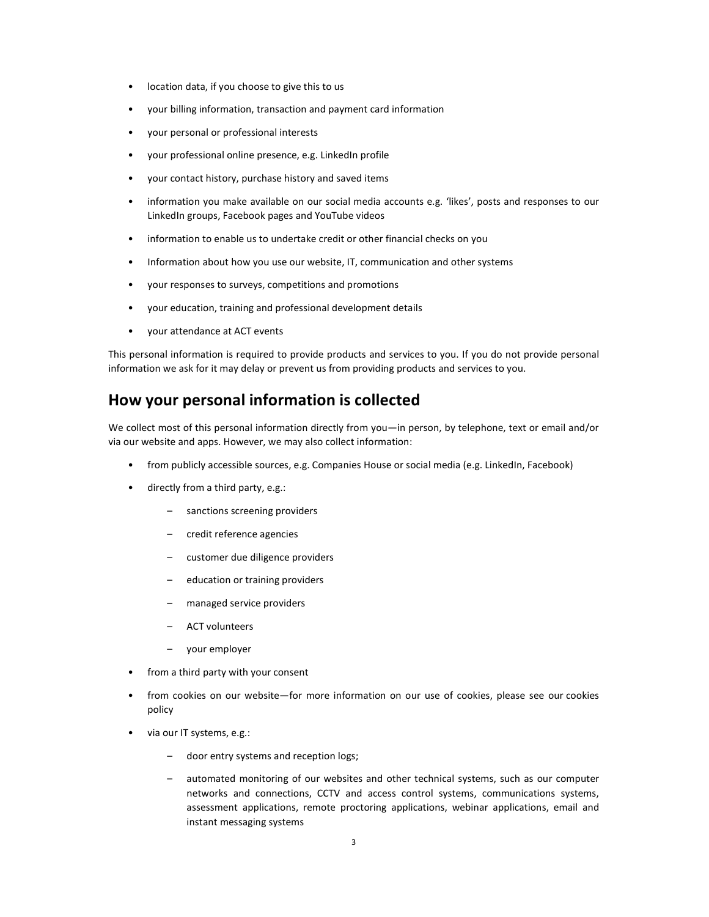- location data, if you choose to give this to us
- your billing information, transaction and payment card information
- your personal or professional interests
- your professional online presence, e.g. LinkedIn profile
- your contact history, purchase history and saved items
- information you make available on our social media accounts e.g. 'likes', posts and responses to our LinkedIn groups, Facebook pages and YouTube videos
- information to enable us to undertake credit or other financial checks on you
- Information about how you use our website, IT, communication and other systems
- your responses to surveys, competitions and promotions
- your education, training and professional development details
- your attendance at ACT events

This personal information is required to provide products and services to you. If you do not provide personal information we ask for it may delay or prevent us from providing products and services to you.

## How your personal information is collected

We collect most of this personal information directly from you—in person, by telephone, text or email and/or via our website and apps. However, we may also collect information:

- from publicly accessible sources, e.g. Companies House or social media (e.g. LinkedIn, Facebook)
- directly from a third party, e.g.:
  - sanctions screening providers
  - credit reference agencies
  - customer due diligence providers
  - education or training providers
  - managed service providers
  - ACT volunteers
  - your employer
- from a third party with your consent
- from cookies on our website—for more information on our use of cookies, please see our cookies policy
- via our IT systems, e.g.:
  - door entry systems and reception logs;
  - automated monitoring of our websites and other technical systems, such as our computer networks and connections, CCTV and access control systems, communications systems, assessment applications, remote proctoring applications, webinar applications, email and instant messaging systems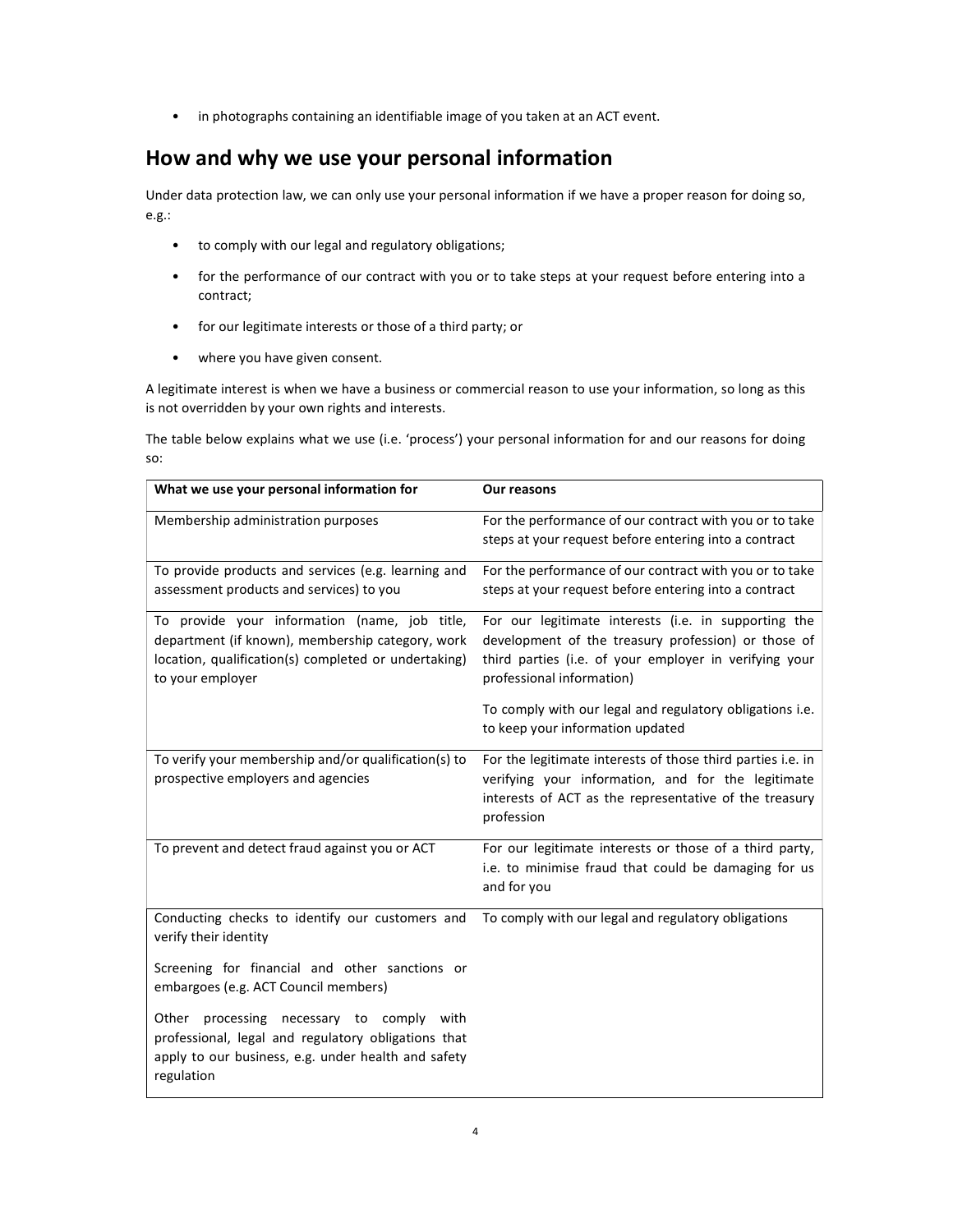- in photographs containing an identifiable image of you taken at an ACT event.

## How and why we use your personal information

Under data protection law, we can only use your personal information if we have a proper reason for doing so, e.g.:

- to comply with our legal and regulatory obligations;
- for the performance of our contract with you or to take steps at your request before entering into a contract;
- for our legitimate interests or those of a third party; or
- where you have given consent.

A legitimate interest is when we have a business or commercial reason to use your information, so long as this is not overridden by your own rights and interests.

The table below explains what we use (i.e. 'process') your personal information for and our reasons for doing so:

| What we use your personal information for | Our reasons |
| --- | --- |
| Membership administration purposes | For the performance of our contract with you or to take steps at your request before entering into a contract |
| To provide products and services (e.g. learning and assessment products and services) to you | For the performance of our contract with you or to take steps at your request before entering into a contract |
| To provide your information (name, job title, department (if known), membership category, work location, qualification(s) completed or undertaking) to your employer | For our legitimate interests (i.e. in supporting the development of the treasury profession) or those of third parties (i.e. of your employer in verifying your professional information)<br><br>To comply with our legal and regulatory obligations i.e. to keep your information updated |
| To verify your membership and/or qualification(s) to prospective employers and agencies | For the legitimate interests of those third parties i.e. in verifying your information, and for the legitimate interests of ACT as the representative of the treasury profession |
| To prevent and detect fraud against you or ACT | For our legitimate interests or those of a third party, i.e. to minimise fraud that could be damaging for us and for you |
| Conducting checks to identify our customers and verify their identity<br><br>Screening for financial and other sanctions or embargoes (e.g. ACT Council members)<br><br>Other processing necessary to comply with professional, legal and regulatory obligations that apply to our business, e.g. under health and safety regulation | To comply with our legal and regulatory obligations |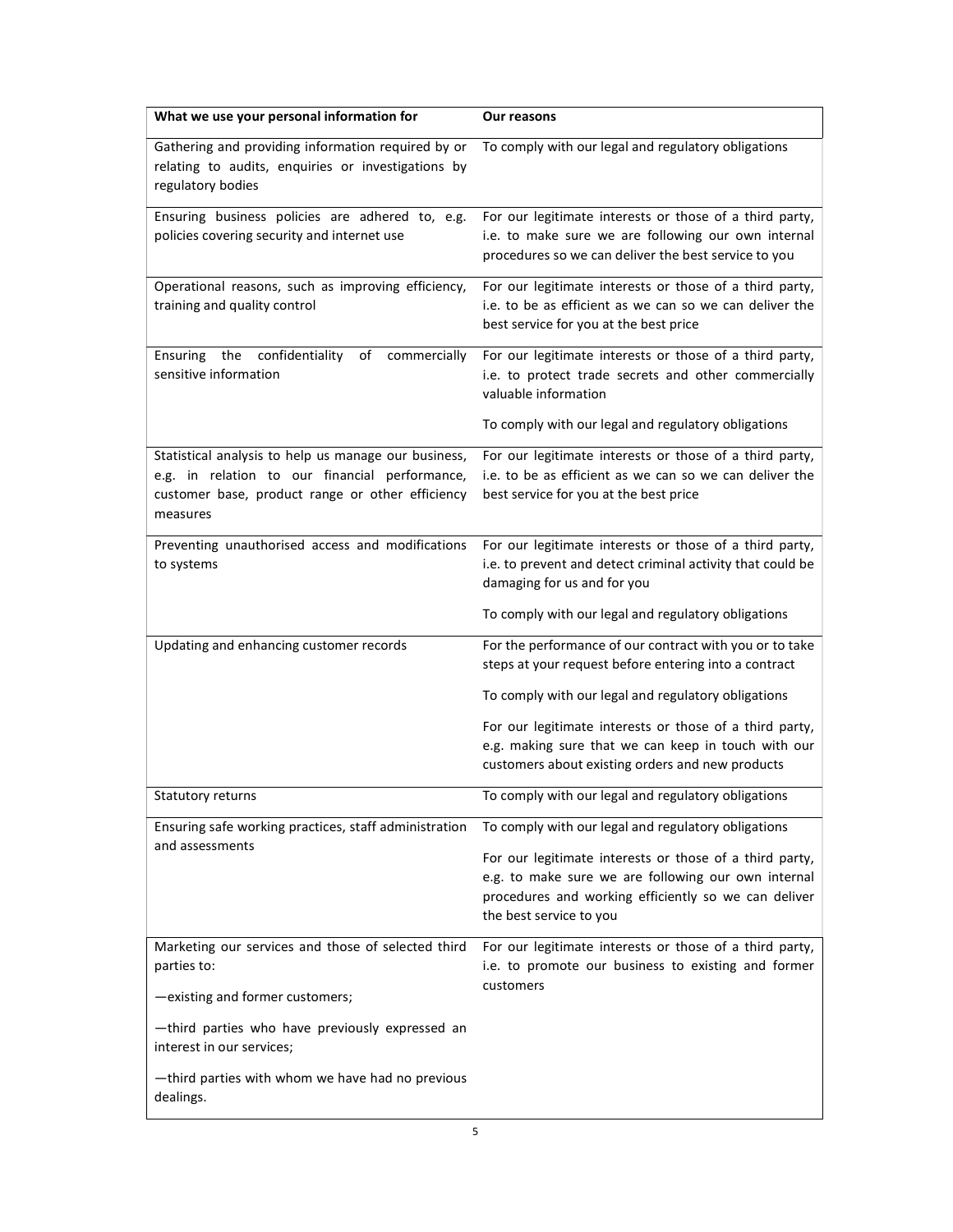| What we use your personal information for | Our reasons |
|---|---|
| Gathering and providing information required by or relating to audits, enquiries or investigations by regulatory bodies | To comply with our legal and regulatory obligations |
| Ensuring business policies are adhered to, e.g. policies covering security and internet use | For our legitimate interests or those of a third party, i.e. to make sure we are following our own internal procedures so we can deliver the best service to you |
| Operational reasons, such as improving efficiency, training and quality control | For our legitimate interests or those of a third party, i.e. to be as efficient as we can so we can deliver the best service for you at the best price |
| Ensuring the confidentiality of commercially sensitive information | For our legitimate interests or those of a third party, i.e. to protect trade secrets and other commercially valuable information<br><br>To comply with our legal and regulatory obligations |
| Statistical analysis to help us manage our business, e.g. in relation to our financial performance, customer base, product range or other efficiency measures | For our legitimate interests or those of a third party, i.e. to be as efficient as we can so we can deliver the best service for you at the best price |
| Preventing unauthorised access and modifications to systems | For our legitimate interests or those of a third party, i.e. to prevent and detect criminal activity that could be damaging for us and for you<br><br>To comply with our legal and regulatory obligations |
| Updating and enhancing customer records | For the performance of our contract with you or to take steps at your request before entering into a contract<br><br>To comply with our legal and regulatory obligations<br><br>For our legitimate interests or those of a third party, e.g. making sure that we can keep in touch with our customers about existing orders and new products |
| Statutory returns | To comply with our legal and regulatory obligations |
| Ensuring safe working practices, staff administration and assessments | To comply with our legal and regulatory obligations<br><br>For our legitimate interests or those of a third party, e.g. to make sure we are following our own internal procedures and working efficiently so we can deliver the best service to you |
| Marketing our services and those of selected third parties to:<br><br>—existing and former customers;<br><br>—third parties who have previously expressed an interest in our services;<br><br>—third parties with whom we have had no previous dealings. | For our legitimate interests or those of a third party, i.e. to promote our business to existing and former customers |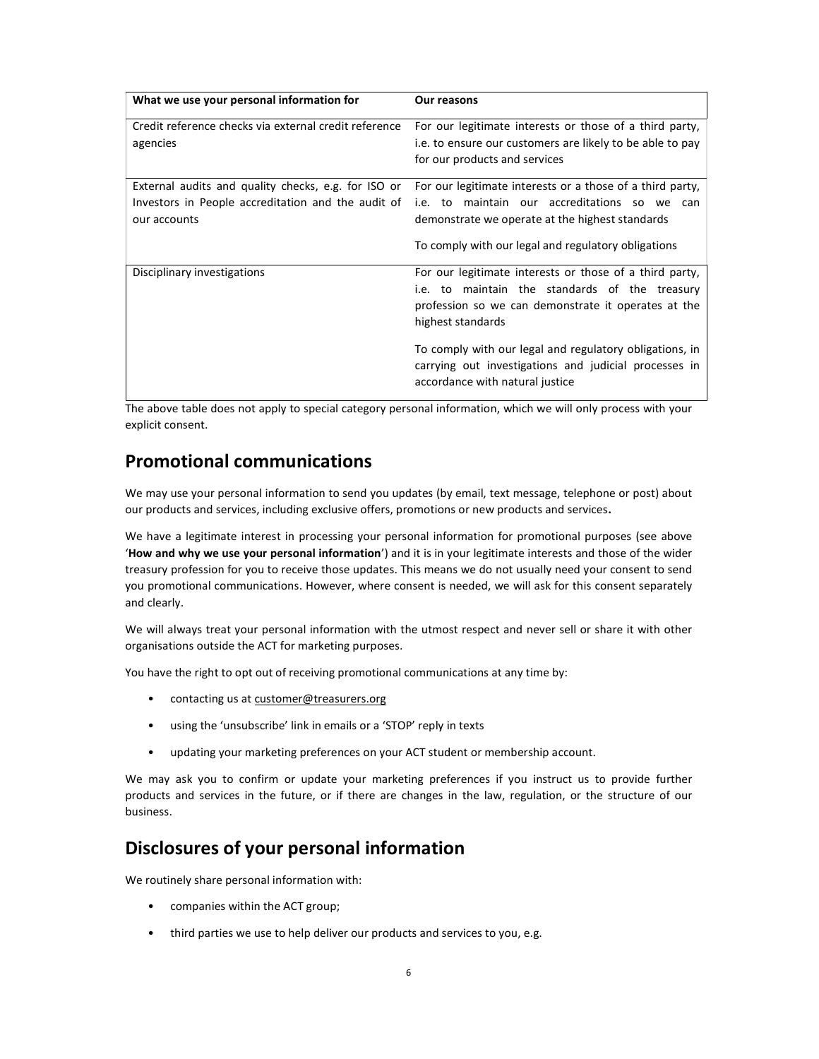| What we use your personal information for | Our reasons |
|---|---|
| Credit reference checks via external credit reference agencies | For our legitimate interests or those of a third party, i.e. to ensure our customers are likely to be able to pay for our products and services |
| External audits and quality checks, e.g. for ISO or Investors in People accreditation and the audit of our accounts | For our legitimate interests or a those of a third party, i.e. to maintain our accreditations so we can demonstrate we operate at the highest standards<br><br>To comply with our legal and regulatory obligations |
| Disciplinary investigations | For our legitimate interests or those of a third party, i.e. to maintain the standards of the treasury profession so we can demonstrate it operates at the highest standards<br><br>To comply with our legal and regulatory obligations, in carrying out investigations and judicial processes in accordance with natural justice |

The above table does not apply to special category personal information, which we will only process with your explicit consent.

## Promotional communications

We may use your personal information to send you updates (by email, text message, telephone or post) about our products and services, including exclusive offers, promotions or new products and services**.**

We have a legitimate interest in processing your personal information for promotional purposes (see above '**How and why we use your personal information**') and it is in your legitimate interests and those of the wider treasury profession for you to receive those updates. This means we do not usually need your consent to send you promotional communications. However, where consent is needed, we will ask for this consent separately and clearly.

We will always treat your personal information with the utmost respect and never sell or share it with other organisations outside the ACT for marketing purposes.

You have the right to opt out of receiving promotional communications at any time by:

- contacting us at customer@treasurers.org
- using the 'unsubscribe' link in emails or a 'STOP' reply in texts
- updating your marketing preferences on your ACT student or membership account.

We may ask you to confirm or update your marketing preferences if you instruct us to provide further products and services in the future, or if there are changes in the law, regulation, or the structure of our business.

## Disclosures of your personal information

We routinely share personal information with:

- companies within the ACT group;
- third parties we use to help deliver our products and services to you, e.g.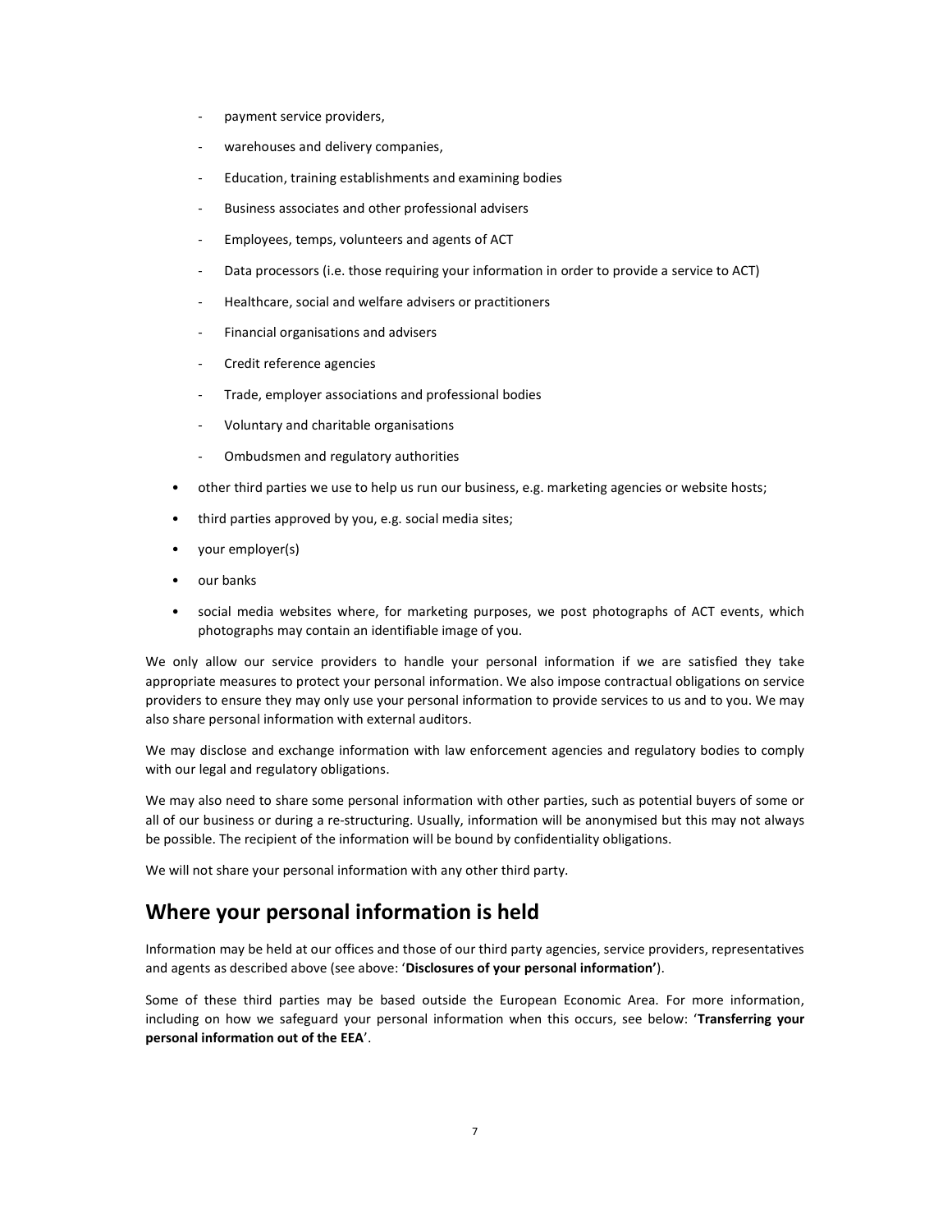- payment service providers,
  - warehouses and delivery companies,
  - Education, training establishments and examining bodies
  - Business associates and other professional advisers
  - Employees, temps, volunteers and agents of ACT
  - Data processors (i.e. those requiring your information in order to provide a service to ACT)
  - Healthcare, social and welfare advisers or practitioners
  - Financial organisations and advisers
  - Credit reference agencies
  - Trade, employer associations and professional bodies
  - Voluntary and charitable organisations
  - Ombudsmen and regulatory authorities
- other third parties we use to help us run our business, e.g. marketing agencies or website hosts;
- third parties approved by you, e.g. social media sites;
- your employer(s)
- our banks
- social media websites where, for marketing purposes, we post photographs of ACT events, which photographs may contain an identifiable image of you.

We only allow our service providers to handle your personal information if we are satisfied they take appropriate measures to protect your personal information. We also impose contractual obligations on service providers to ensure they may only use your personal information to provide services to us and to you. We may also share personal information with external auditors.

We may disclose and exchange information with law enforcement agencies and regulatory bodies to comply with our legal and regulatory obligations.

We may also need to share some personal information with other parties, such as potential buyers of some or all of our business or during a re-structuring. Usually, information will be anonymised but this may not always be possible. The recipient of the information will be bound by confidentiality obligations.

We will not share your personal information with any other third party.

## Where your personal information is held

Information may be held at our offices and those of our third party agencies, service providers, representatives and agents as described above (see above: '**Disclosures of your personal information'**).

Some of these third parties may be based outside the European Economic Area. For more information, including on how we safeguard your personal information when this occurs, see below: '**Transferring your personal information out of the EEA**'.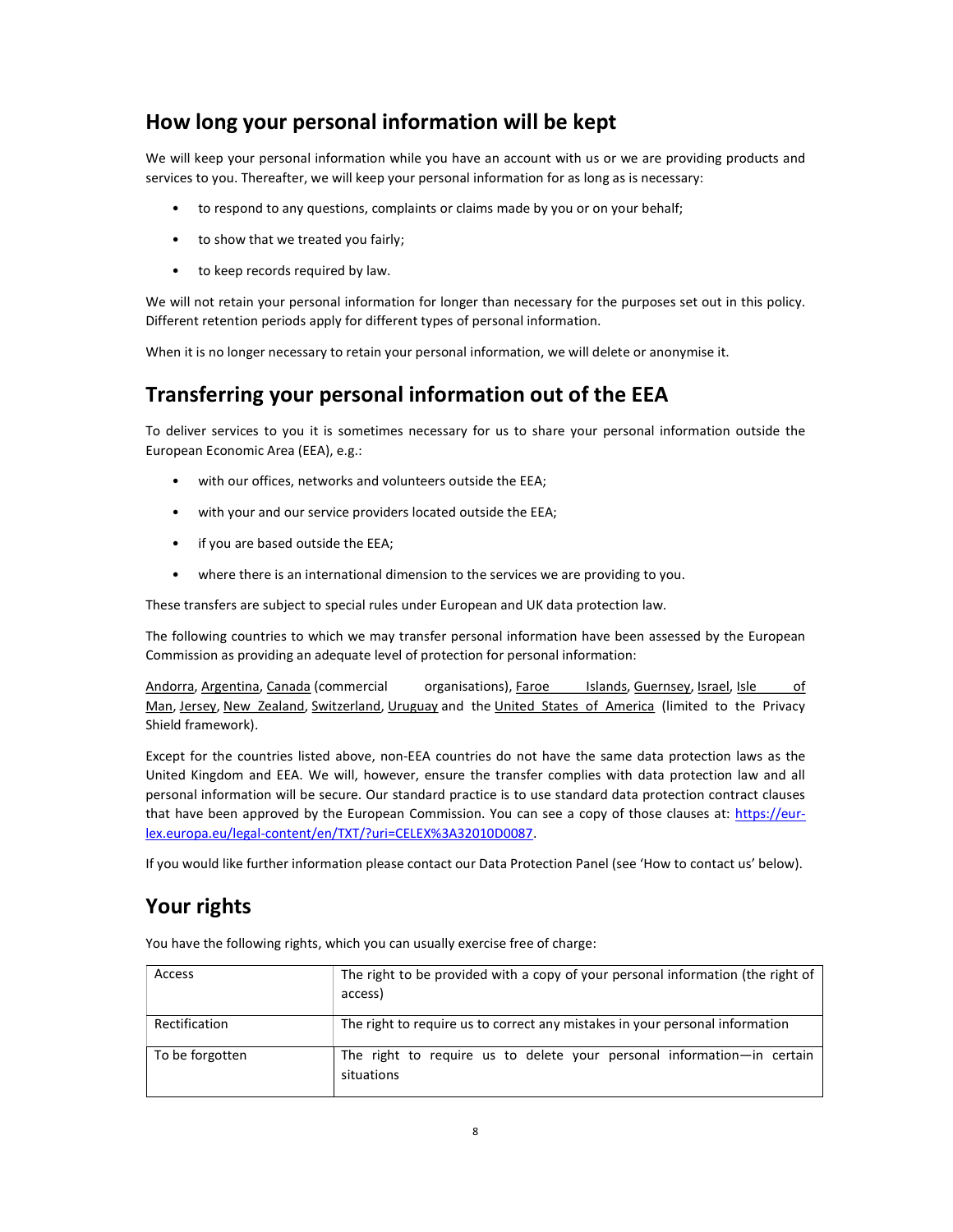## How long your personal information will be kept

We will keep your personal information while you have an account with us or we are providing products and services to you. Thereafter, we will keep your personal information for as long as is necessary:

- to respond to any questions, complaints or claims made by you or on your behalf;
- to show that we treated you fairly;
- to keep records required by law.

We will not retain your personal information for longer than necessary for the purposes set out in this policy. Different retention periods apply for different types of personal information.

When it is no longer necessary to retain your personal information, we will delete or anonymise it.

## Transferring your personal information out of the EEA

To deliver services to you it is sometimes necessary for us to share your personal information outside the European Economic Area (EEA), e.g.:

- with our offices, networks and volunteers outside the EEA;
- with your and our service providers located outside the EEA;
- if you are based outside the EEA;
- where there is an international dimension to the services we are providing to you.

These transfers are subject to special rules under European and UK data protection law.

The following countries to which we may transfer personal information have been assessed by the European Commission as providing an adequate level of protection for personal information:

Andorra, Argentina, Canada (commercial organisations), Faroe Islands, Guernsey, Israel, Isle of Man, Jersey, New Zealand, Switzerland, Uruguay and the United States of America (limited to the Privacy Shield framework).

Except for the countries listed above, non-EEA countries do not have the same data protection laws as the United Kingdom and EEA. We will, however, ensure the transfer complies with data protection law and all personal information will be secure. Our standard practice is to use standard data protection contract clauses that have been approved by the European Commission. You can see a copy of those clauses at: https://eur-lex.europa.eu/legal-content/en/TXT/?uri=CELEX%3A32010D0087.

If you would like further information please contact our Data Protection Panel (see 'How to contact us' below).

## Your rights

You have the following rights, which you can usually exercise free of charge:

| | |
|---|---|
| Access | The right to be provided with a copy of your personal information (the right of access) |
| Rectification | The right to require us to correct any mistakes in your personal information |
| To be forgotten | The right to require us to delete your personal information—in certain situations |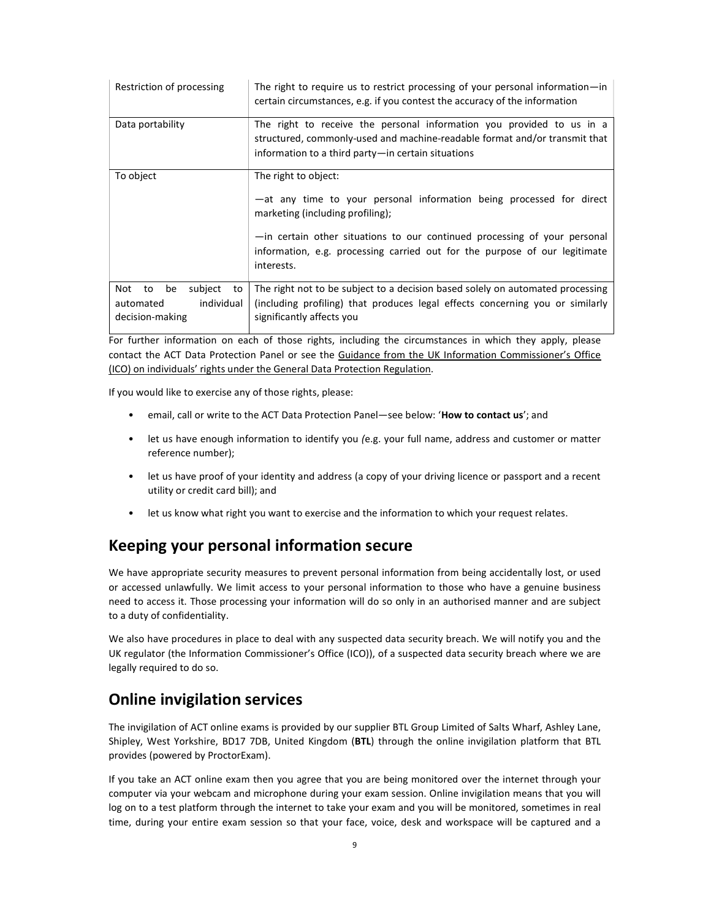| Restriction of processing | The right to require us to restrict processing of your personal information—in certain circumstances, e.g. if you contest the accuracy of the information |
|---|---|
| Data portability | The right to receive the personal information you provided to us in a structured, commonly-used and machine-readable format and/or transmit that information to a third party—in certain situations |
| To object | The right to object:<br><br>—at any time to your personal information being processed for direct marketing (including profiling);<br><br>—in certain other situations to our continued processing of your personal information, e.g. processing carried out for the purpose of our legitimate interests. |
| Not to be subject to automated individual decision-making | The right not to be subject to a decision based solely on automated processing (including profiling) that produces legal effects concerning you or similarly significantly affects you |

For further information on each of those rights, including the circumstances in which they apply, please contact the ACT Data Protection Panel or see the Guidance from the UK Information Commissioner's Office (ICO) on individuals' rights under the General Data Protection Regulation.

If you would like to exercise any of those rights, please:

- email, call or write to the ACT Data Protection Panel—see below: '**How to contact us**'; and
- let us have enough information to identify you *(*e.g. your full name, address and customer or matter reference number);
- let us have proof of your identity and address (a copy of your driving licence or passport and a recent utility or credit card bill); and
- let us know what right you want to exercise and the information to which your request relates.

## Keeping your personal information secure

We have appropriate security measures to prevent personal information from being accidentally lost, or used or accessed unlawfully. We limit access to your personal information to those who have a genuine business need to access it. Those processing your information will do so only in an authorised manner and are subject to a duty of confidentiality.

We also have procedures in place to deal with any suspected data security breach. We will notify you and the UK regulator (the Information Commissioner's Office (ICO)), of a suspected data security breach where we are legally required to do so.

## Online invigilation services

The invigilation of ACT online exams is provided by our supplier BTL Group Limited of Salts Wharf, Ashley Lane, Shipley, West Yorkshire, BD17 7DB, United Kingdom (**BTL**) through the online invigilation platform that BTL provides (powered by ProctorExam).

If you take an ACT online exam then you agree that you are being monitored over the internet through your computer via your webcam and microphone during your exam session. Online invigilation means that you will log on to a test platform through the internet to take your exam and you will be monitored, sometimes in real time, during your entire exam session so that your face, voice, desk and workspace will be captured and a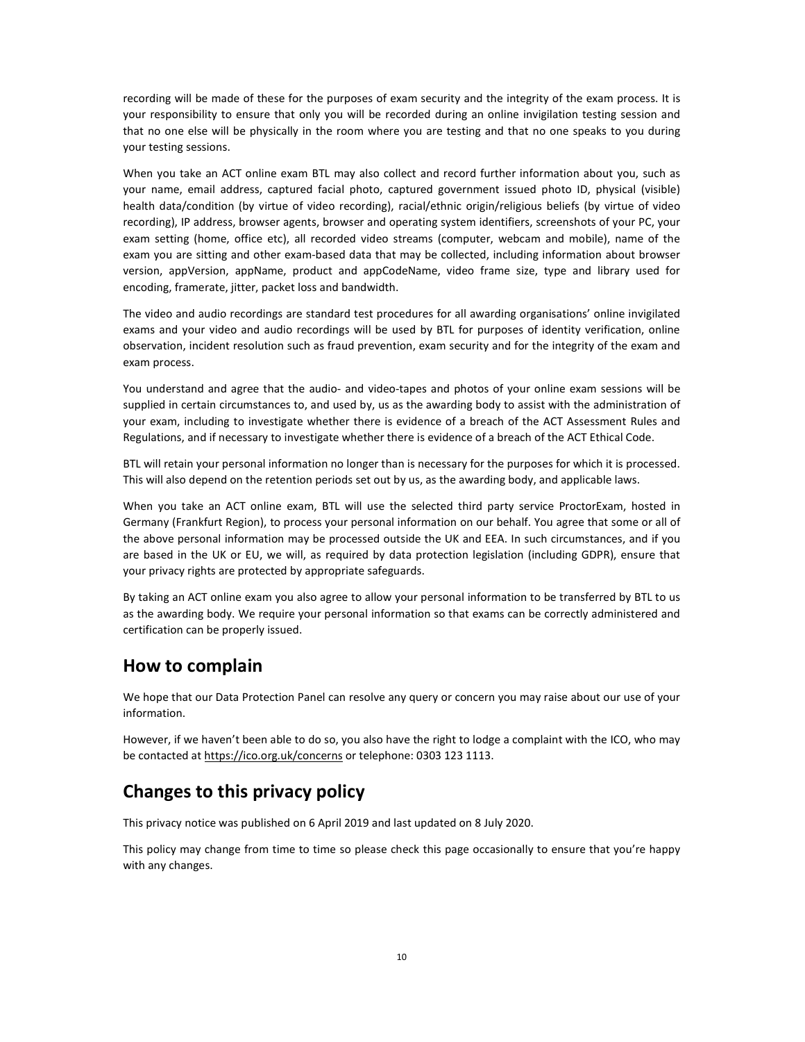recording will be made of these for the purposes of exam security and the integrity of the exam process. It is your responsibility to ensure that only you will be recorded during an online invigilation testing session and that no one else will be physically in the room where you are testing and that no one speaks to you during your testing sessions.

When you take an ACT online exam BTL may also collect and record further information about you, such as your name, email address, captured facial photo, captured government issued photo ID, physical (visible) health data/condition (by virtue of video recording), racial/ethnic origin/religious beliefs (by virtue of video recording), IP address, browser agents, browser and operating system identifiers, screenshots of your PC, your exam setting (home, office etc), all recorded video streams (computer, webcam and mobile), name of the exam you are sitting and other exam-based data that may be collected, including information about browser version, appVersion, appName, product and appCodeName, video frame size, type and library used for encoding, framerate, jitter, packet loss and bandwidth.

The video and audio recordings are standard test procedures for all awarding organisations' online invigilated exams and your video and audio recordings will be used by BTL for purposes of identity verification, online observation, incident resolution such as fraud prevention, exam security and for the integrity of the exam and exam process.

You understand and agree that the audio- and video-tapes and photos of your online exam sessions will be supplied in certain circumstances to, and used by, us as the awarding body to assist with the administration of your exam, including to investigate whether there is evidence of a breach of the ACT Assessment Rules and Regulations, and if necessary to investigate whether there is evidence of a breach of the ACT Ethical Code.

BTL will retain your personal information no longer than is necessary for the purposes for which it is processed. This will also depend on the retention periods set out by us, as the awarding body, and applicable laws.

When you take an ACT online exam, BTL will use the selected third party service ProctorExam, hosted in Germany (Frankfurt Region), to process your personal information on our behalf. You agree that some or all of the above personal information may be processed outside the UK and EEA. In such circumstances, and if you are based in the UK or EU, we will, as required by data protection legislation (including GDPR), ensure that your privacy rights are protected by appropriate safeguards.

By taking an ACT online exam you also agree to allow your personal information to be transferred by BTL to us as the awarding body. We require your personal information so that exams can be correctly administered and certification can be properly issued.

## How to complain

We hope that our Data Protection Panel can resolve any query or concern you may raise about our use of your information.

However, if we haven't been able to do so, you also have the right to lodge a complaint with the ICO, who may be contacted at https://ico.org.uk/concerns or telephone: 0303 123 1113.

## Changes to this privacy policy

This privacy notice was published on 6 April 2019 and last updated on 8 July 2020.

This policy may change from time to time so please check this page occasionally to ensure that you're happy with any changes.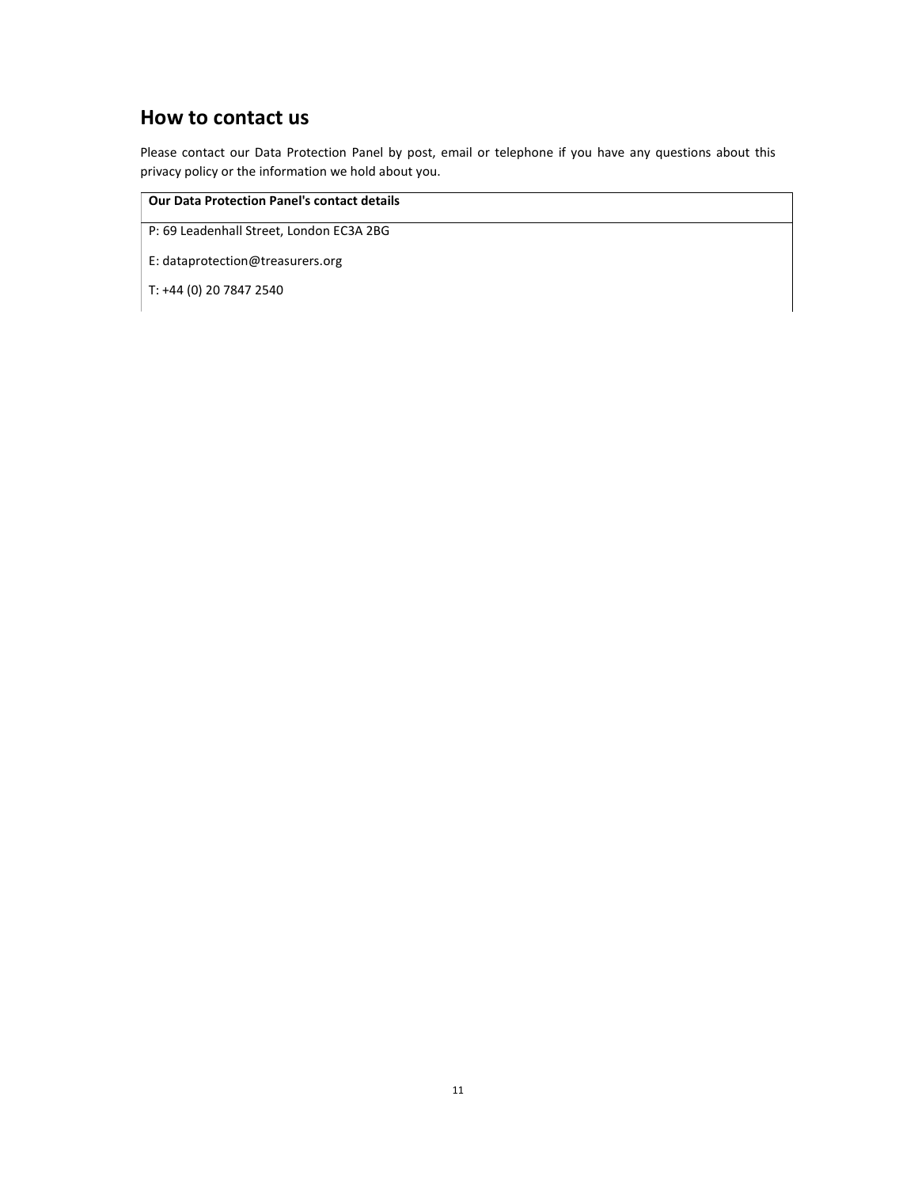## How to contact us

Please contact our Data Protection Panel by post, email or telephone if you have any questions about this privacy policy or the information we hold about you.

| Our Data Protection Panel's contact details |
| --- |
| P: 69 Leadenhall Street, London EC3A 2BG |
| E: dataprotection@treasurers.org |
| T: +44 (0) 20 7847 2540 |